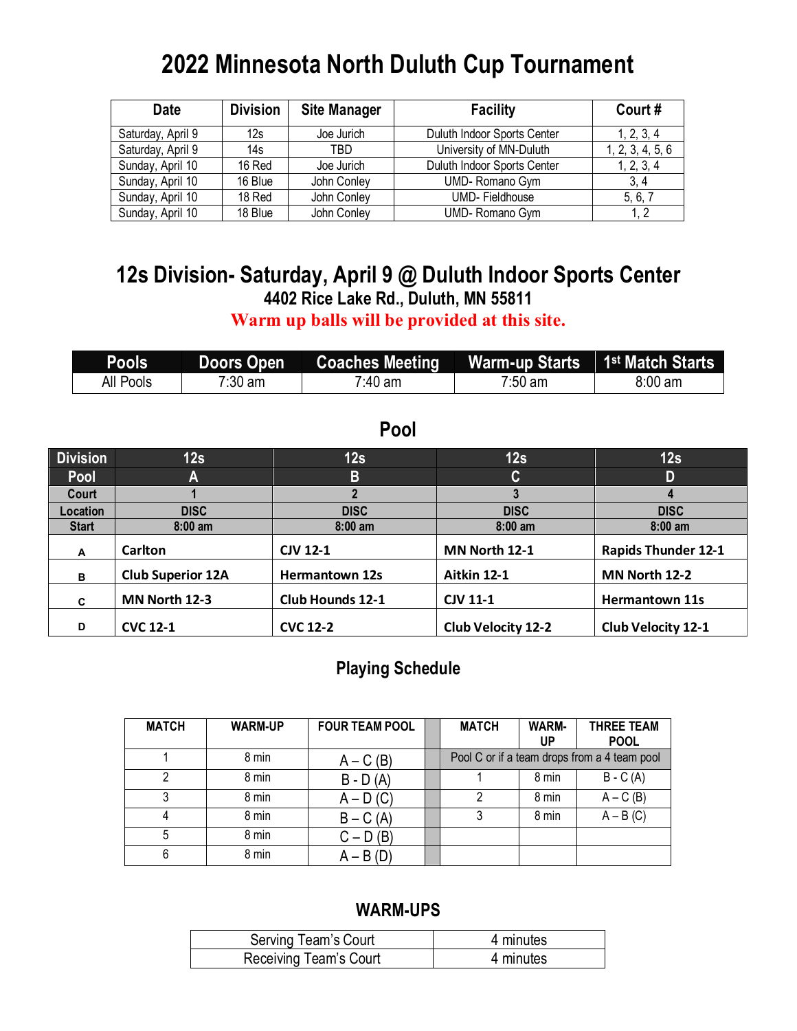# 2022 Minnesota North Duluth Cup Tournament

| Date | Division | Site Manager | Facility | Court # |
|---|---|---|---|---|
| Saturday, April 9 | 12s | Joe Jurich | Duluth Indoor Sports Center | 1, 2, 3, 4 |
| Saturday, April 9 | 14s | TBD | University of MN-Duluth | 1, 2, 3, 4, 5, 6 |
| Sunday, April 10 | 16 Red | Joe Jurich | Duluth Indoor Sports Center | 1, 2, 3, 4 |
| Sunday, April 10 | 16 Blue | John Conley | UMD- Romano Gym | 3, 4 |
| Sunday, April 10 | 18 Red | John Conley | UMD- Fieldhouse | 5, 6, 7 |
| Sunday, April 10 | 18 Blue | John Conley | UMD- Romano Gym | 1, 2 |

## 12s Division- Saturday, April 9 @ Duluth Indoor Sports Center

### 4402 Rice Lake Rd., Duluth, MN 55811

**Warm up balls will be provided at this site.**

| Pools | Doors Open | Coaches Meeting | Warm-up Starts | 1st Match Starts |
|---|---|---|---|---|
| All Pools | 7:30 am | 7:40 am | 7:50 am | 8:00 am |

### Pool

| Division | 12s | 12s | 12s | 12s |
|---|---|---|---|---|
| Pool | A | B | C | D |
| Court | 1 | 2 | 3 | 4 |
| Location | DISC | DISC | DISC | DISC |
| Start | 8:00 am | 8:00 am | 8:00 am | 8:00 am |
| A | Carlton | CJV 12-1 | MN North 12-1 | Rapids Thunder 12-1 |
| B | Club Superior 12A | Hermantown 12s | Aitkin 12-1 | MN North 12-2 |
| C | MN North 12-3 | Club Hounds 12-1 | CJV 11-1 | Hermantown 11s |
| D | CVC 12-1 | CVC 12-2 | Club Velocity 12-2 | Club Velocity 12-1 |

### Playing Schedule

| MATCH | WARM-UP | FOUR TEAM POOL | | MATCH | WARM-UP | THREE TEAM POOL |
|---|---|---|---|---|---|---|
| 1 | 8 min | A – C (B) | | Pool C or if a team drops from a 4 team pool | | |
| 2 | 8 min | B - D (A) | | 1 | 8 min | B - C (A) |
| 3 | 8 min | A – D (C) | | 2 | 8 min | A – C (B) |
| 4 | 8 min | B – C (A) | | 3 | 8 min | A – B (C) |
| 5 | 8 min | C – D (B) | | | | |
| 6 | 8 min | A – B (D) | | | | |

### WARM-UPS

| Serving Team's Court | 4 minutes |
|---|---|
| Receiving Team's Court | 4 minutes |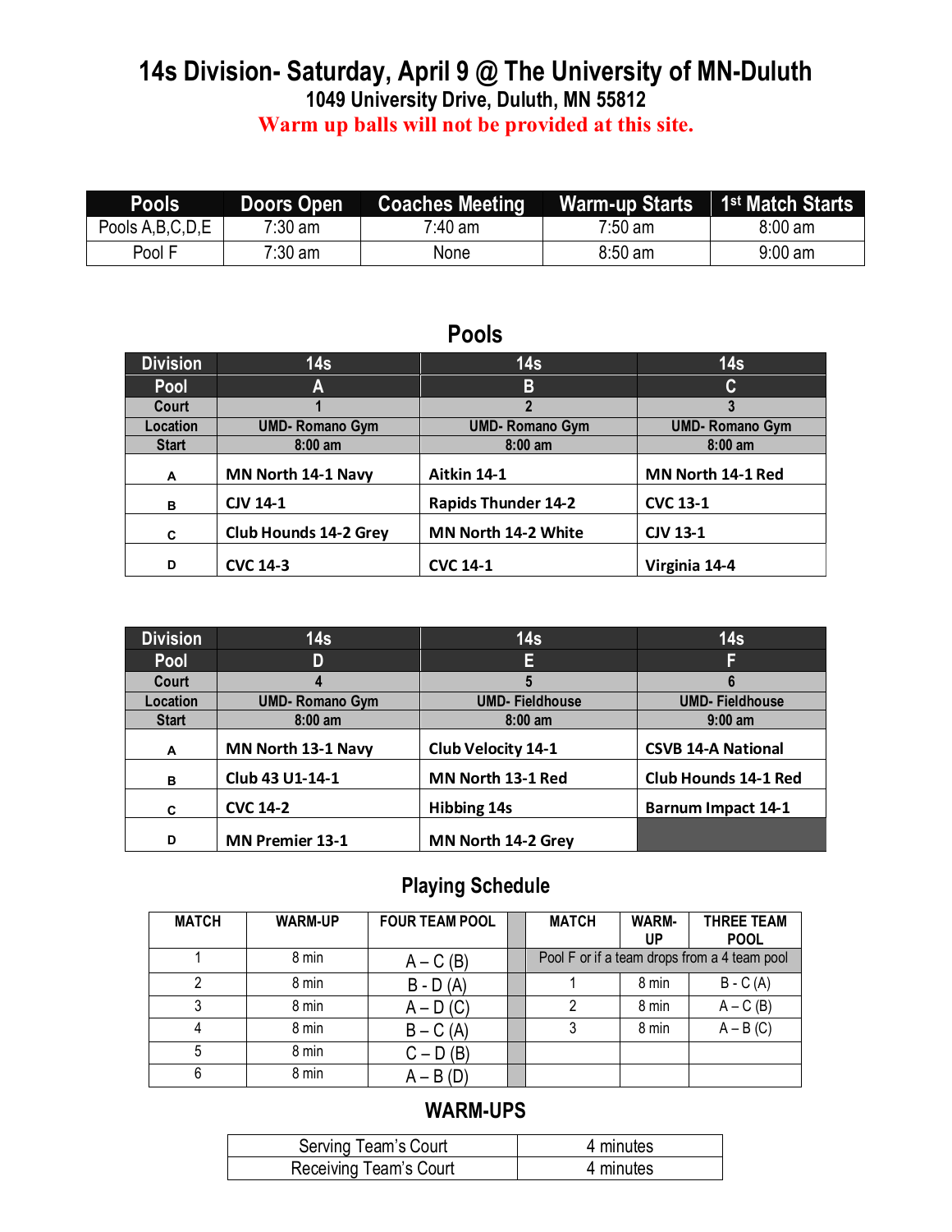# 14s Division- Saturday, April 9 @ The University of MN-Duluth

**1049 University Drive, Duluth, MN 55812**

**Warm up balls will not be provided at this site.**

| Pools | Doors Open | Coaches Meeting | Warm-up Starts | 1st Match Starts |
|---|---|---|---|---|
| Pools A,B,C,D,E | 7:30 am | 7:40 am | 7:50 am | 8:00 am |
| Pool F | 7:30 am | None | 8:50 am | 9:00 am |

## Pools

| Division | 14s | 14s | 14s |
|---|---|---|---|
| Pool | A | B | C |
| Court | 1 | 2 | 3 |
| Location | UMD- Romano Gym | UMD- Romano Gym | UMD- Romano Gym |
| Start | 8:00 am | 8:00 am | 8:00 am |
| A | MN North 14-1 Navy | Aitkin 14-1 | MN North 14-1 Red |
| B | CJV 14-1 | Rapids Thunder 14-2 | CVC 13-1 |
| C | Club Hounds 14-2 Grey | MN North 14-2 White | CJV 13-1 |
| D | CVC 14-3 | CVC 14-1 | Virginia 14-4 |

| Division | 14s | 14s | 14s |
|---|---|---|---|
| Pool | D | E | F |
| Court | 4 | 5 | 6 |
| Location | UMD- Romano Gym | UMD- Fieldhouse | UMD- Fieldhouse |
| Start | 8:00 am | 8:00 am | 9:00 am |
| A | MN North 13-1 Navy | Club Velocity 14-1 | CSVB 14-A National |
| B | Club 43 U1-14-1 | MN North 13-1 Red | Club Hounds 14-1 Red |
| C | CVC 14-2 | Hibbing 14s | Barnum Impact 14-1 |
| D | MN Premier 13-1 | MN North 14-2 Grey | |

## Playing Schedule

| MATCH | WARM-UP | FOUR TEAM POOL | | MATCH | WARM-UP | THREE TEAM POOL |
|---|---|---|---|---|---|---|
| 1 | 8 min | A – C (B) | | Pool F or if a team drops from a 4 team pool | | |
| 2 | 8 min | B - D (A) | | 1 | 8 min | B - C (A) |
| 3 | 8 min | A – D (C) | | 2 | 8 min | A – C (B) |
| 4 | 8 min | B – C (A) | | 3 | 8 min | A – B (C) |
| 5 | 8 min | C – D (B) | | | | |
| 6 | 8 min | A – B (D) | | | | |

## WARM-UPS

| Serving Team's Court | 4 minutes |
|---|---|
| Receiving Team's Court | 4 minutes |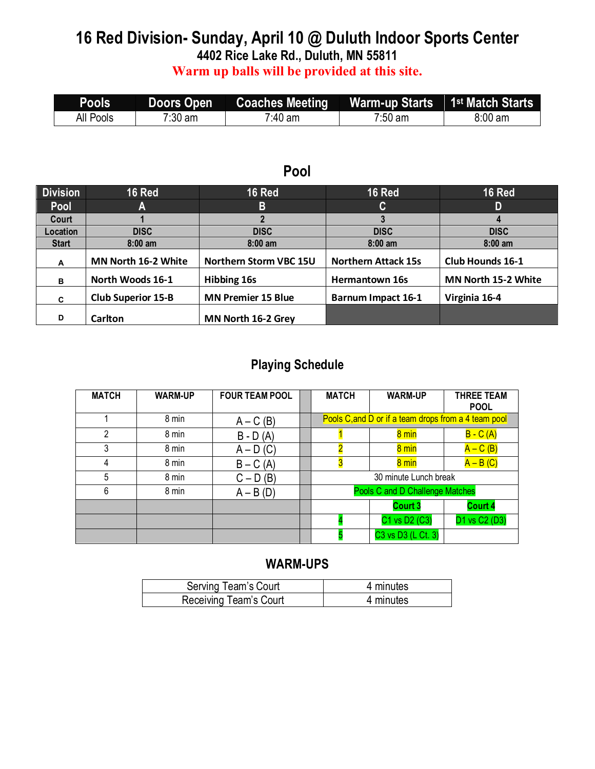# 16 Red Division- Sunday, April 10 @ Duluth Indoor Sports Center

**4402 Rice Lake Rd., Duluth, MN 55811**

**Warm up balls will be provided at this site.**

| Pools | Doors Open | Coaches Meeting | Warm-up Starts | 1st Match Starts |
|---|---|---|---|---|
| All Pools | 7:30 am | 7:40 am | 7:50 am | 8:00 am |

## Pool

| Division | 16 Red | 16 Red | 16 Red | 16 Red |
|---|---|---|---|---|
| Pool | A | B | C | D |
| Court | 1 | 2 | 3 | 4 |
| Location | DISC | DISC | DISC | DISC |
| Start | 8:00 am | 8:00 am | 8:00 am | 8:00 am |
| A | MN North 16-2 White | Northern Storm VBC 15U | Northern Attack 15s | Club Hounds 16-1 |
| B | North Woods 16-1 | Hibbing 16s | Hermantown 16s | MN North 15-2 White |
| C | Club Superior 15-B | MN Premier 15 Blue | Barnum Impact 16-1 | Virginia 16-4 |
| D | Carlton | MN North 16-2 Grey | | |

## Playing Schedule

| MATCH | WARM-UP | FOUR TEAM POOL | | MATCH | WARM-UP | THREE TEAM POOL |
|---|---|---|---|---|---|---|
| 1 | 8 min | A – C (B) | | Pools C,and D or if a team drops from a 4 team pool | | |
| 2 | 8 min | B - D (A) | | 1 | 8 min | B - C (A) |
| 3 | 8 min | A – D (C) | | 2 | 8 min | A – C (B) |
| 4 | 8 min | B – C (A) | | 3 | 8 min | A – B (C) |
| 5 | 8 min | C – D (B) | | 30 minute Lunch break | | |
| 6 | 8 min | A – B (D) | | Pools C and D Challenge Matches | | |
| | | | | | Court 3 | Court 4 |
| | | | | 4 | C1 vs D2 (C3) | D1 vs C2 (D3) |
| | | | | 5 | C3 vs D3 (L Ct. 3) | |

## WARM-UPS

| | |
|---|---|
| Serving Team's Court | 4 minutes |
| Receiving Team's Court | 4 minutes |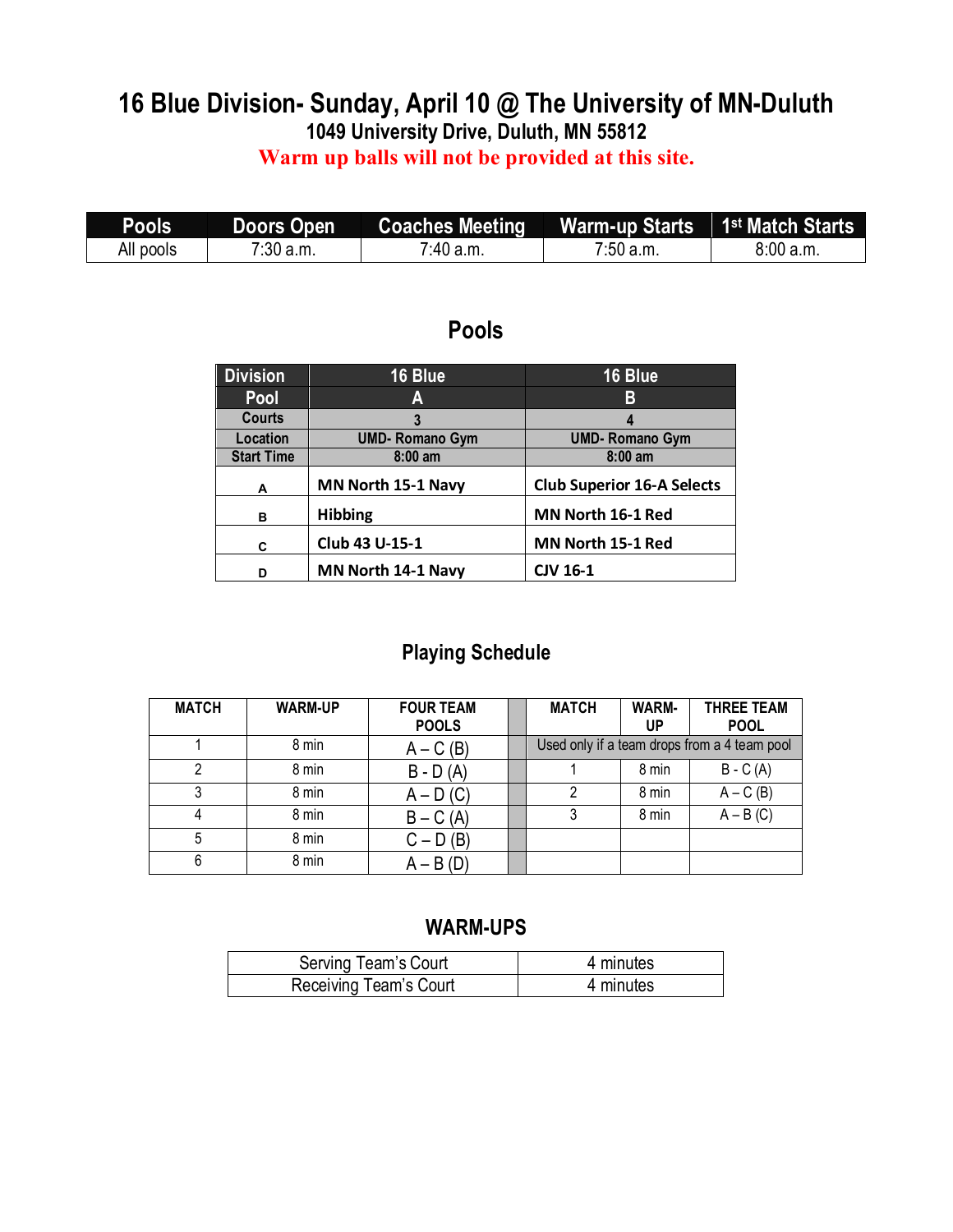# 16 Blue Division- Sunday, April 10 @ The University of MN-Duluth

**1049 University Drive, Duluth, MN 55812**

**Warm up balls will not be provided at this site.**

| Pools | Doors Open | Coaches Meeting | Warm-up Starts | 1st Match Starts |
|---|---|---|---|---|
| All pools | 7:30 a.m. | 7:40 a.m. | 7:50 a.m. | 8:00 a.m. |

## Pools

| Division | 16 Blue | 16 Blue |
|---|---|---|
| **Pool** | **A** | **B** |
| **Courts** | **3** | **4** |
| **Location** | **UMD- Romano Gym** | **UMD- Romano Gym** |
| **Start Time** | **8:00 am** | **8:00 am** |
| **A** | **MN North 15-1 Navy** | **Club Superior 16-A Selects** |
| **B** | **Hibbing** | **MN North 16-1 Red** |
| **C** | **Club 43 U-15-1** | **MN North 15-1 Red** |
| **D** | **MN North 14-1 Navy** | **CJV 16-1** |

## Playing Schedule

| MATCH | WARM-UP | FOUR TEAM POOLS | | MATCH | WARM-UP | THREE TEAM POOL |
|---|---|---|---|---|---|---|
| 1 | 8 min | A – C (B) | | Used only if a team drops from a 4 team pool | | |
| 2 | 8 min | B - D (A) | | 1 | 8 min | B - C (A) |
| 3 | 8 min | A – D (C) | | 2 | 8 min | A – C (B) |
| 4 | 8 min | B – C (A) | | 3 | 8 min | A – B (C) |
| 5 | 8 min | C – D (B) | | | | |
| 6 | 8 min | A – B (D) | | | | |

## WARM-UPS

| | |
|---|---|
| Serving Team's Court | 4 minutes |
| Receiving Team's Court | 4 minutes |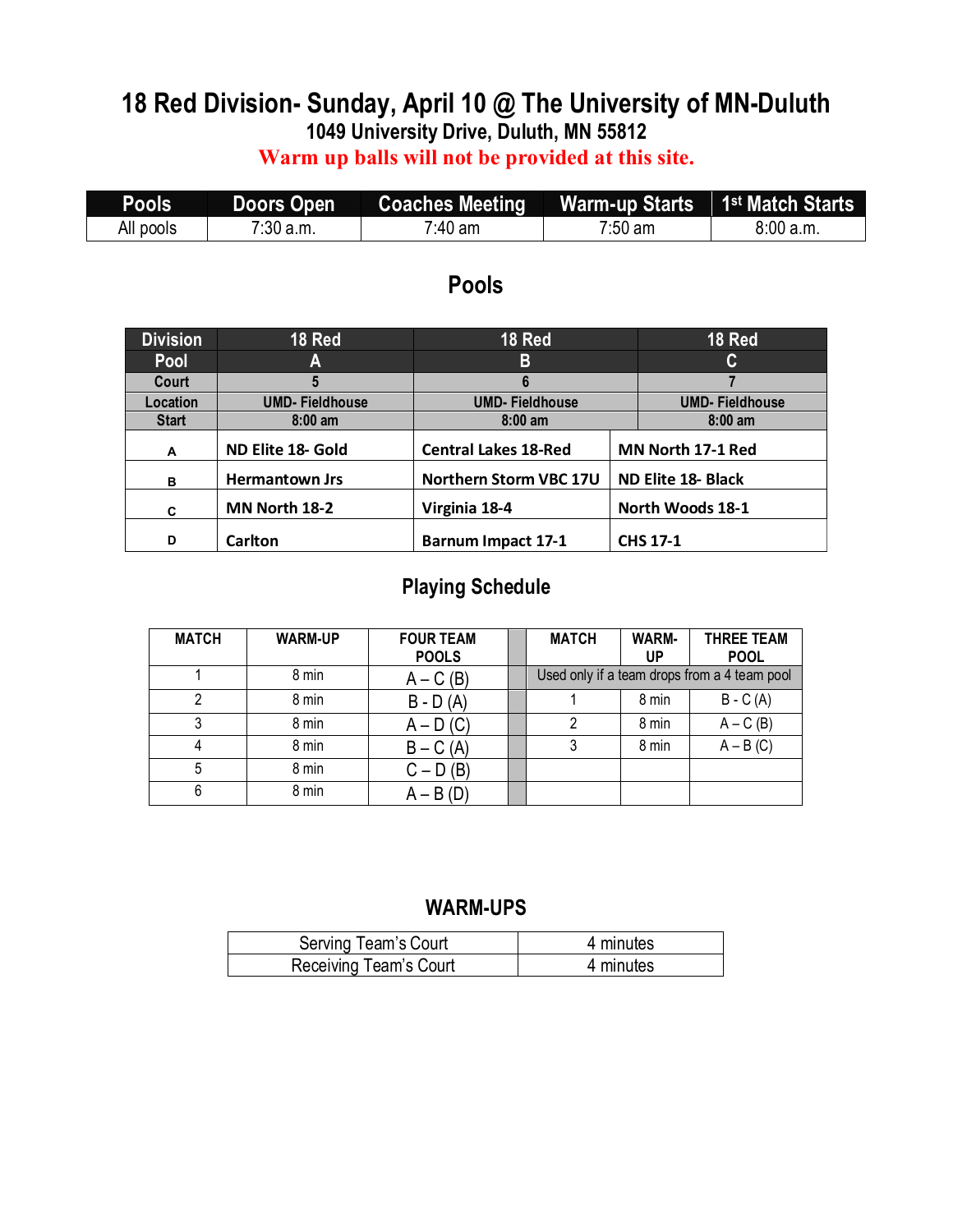# 18 Red Division- Sunday, April 10 @ The University of MN-Duluth

**1049 University Drive, Duluth, MN 55812**

**Warm up balls will not be provided at this site.**

| Pools | Doors Open | Coaches Meeting | Warm-up Starts | 1st Match Starts |
|---|---|---|---|---|
| All pools | 7:30 a.m. | 7:40 am | 7:50 am | 8:00 a.m. |

## Pools

| Division | 18 Red | 18 Red | 18 Red |
|---|---|---|---|
| Pool | A | B | C |
| Court | 5 | 6 | 7 |
| Location | UMD- Fieldhouse | UMD- Fieldhouse | UMD- Fieldhouse |
| Start | 8:00 am | 8:00 am | 8:00 am |
| A | ND Elite 18- Gold | Central Lakes 18-Red | MN North 17-1 Red |
| B | Hermantown Jrs | Northern Storm VBC 17U | ND Elite 18- Black |
| C | MN North 18-2 | Virginia 18-4 | North Woods 18-1 |
| D | Carlton | Barnum Impact 17-1 | CHS 17-1 |

## Playing Schedule

| MATCH | WARM-UP | FOUR TEAM POOLS | | MATCH | WARM-UP | THREE TEAM POOL |
|---|---|---|---|---|---|---|
| 1 | 8 min | A – C (B) | | Used only if a team drops from a 4 team pool | | |
| 2 | 8 min | B - D (A) | | 1 | 8 min | B - C (A) |
| 3 | 8 min | A – D (C) | | 2 | 8 min | A – C (B) |
| 4 | 8 min | B – C (A) | | 3 | 8 min | A – B (C) |
| 5 | 8 min | C – D (B) | | | | |
| 6 | 8 min | A – B (D) | | | | |

## WARM-UPS

| Serving Team's Court | 4 minutes |
|---|---|
| Receiving Team's Court | 4 minutes |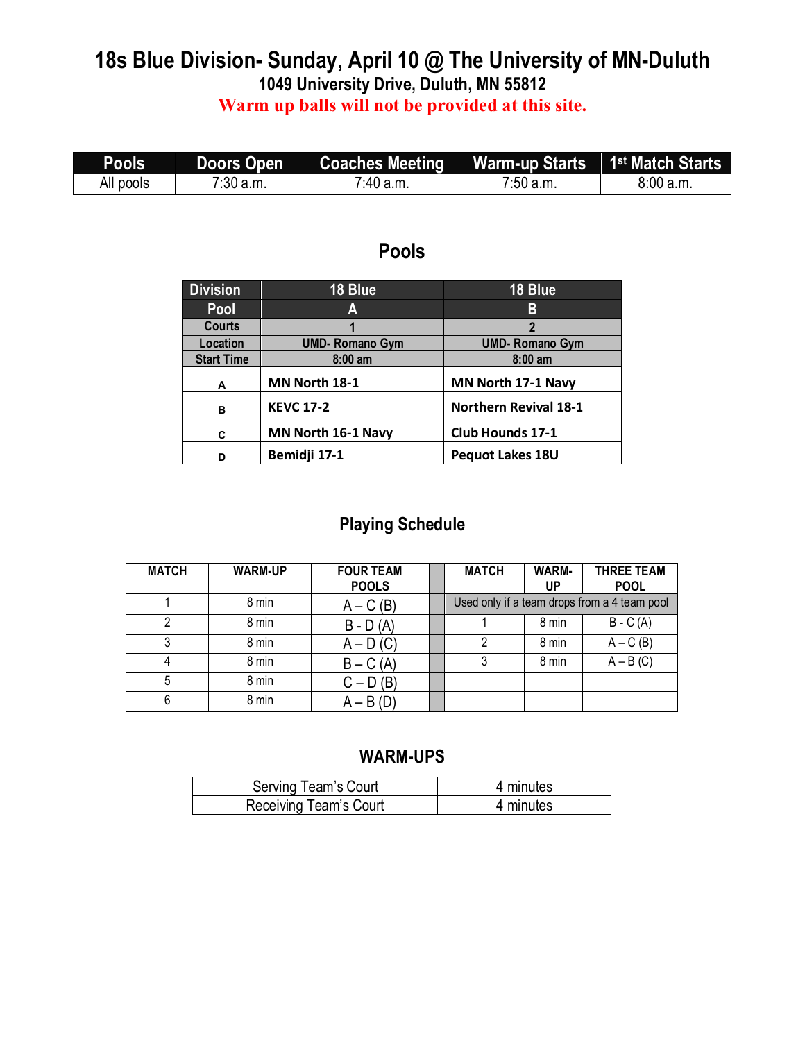# 18s Blue Division- Sunday, April 10 @ The University of MN-Duluth

**1049 University Drive, Duluth, MN 55812**

**Warm up balls will not be provided at this site.**

| Pools | Doors Open | Coaches Meeting | Warm-up Starts | 1st Match Starts |
|---|---|---|---|---|
| All pools | 7:30 a.m. | 7:40 a.m. | 7:50 a.m. | 8:00 a.m. |

## Pools

| Division | 18 Blue | 18 Blue |
|---|---|---|
| Pool | A | B |
| Courts | 1 | 2 |
| Location | UMD- Romano Gym | UMD- Romano Gym |
| Start Time | 8:00 am | 8:00 am |
| A | MN North 18-1 | MN North 17-1 Navy |
| B | KEVC 17-2 | Northern Revival 18-1 |
| C | MN North 16-1 Navy | Club Hounds 17-1 |
| D | Bemidji 17-1 | Pequot Lakes 18U |

## Playing Schedule

| MATCH | WARM-UP | FOUR TEAM POOLS | | MATCH | WARM-UP | THREE TEAM POOL |
|---|---|---|---|---|---|---|
| 1 | 8 min | A – C (B) | | Used only if a team drops from a 4 team pool | | |
| 2 | 8 min | B - D (A) | | 1 | 8 min | B - C (A) |
| 3 | 8 min | A – D (C) | | 2 | 8 min | A – C (B) |
| 4 | 8 min | B – C (A) | | 3 | 8 min | A – B (C) |
| 5 | 8 min | C – D (B) | | | | |
| 6 | 8 min | A – B (D) | | | | |

## WARM-UPS

| Serving Team's Court | 4 minutes |
|---|---|
| Receiving Team's Court | 4 minutes |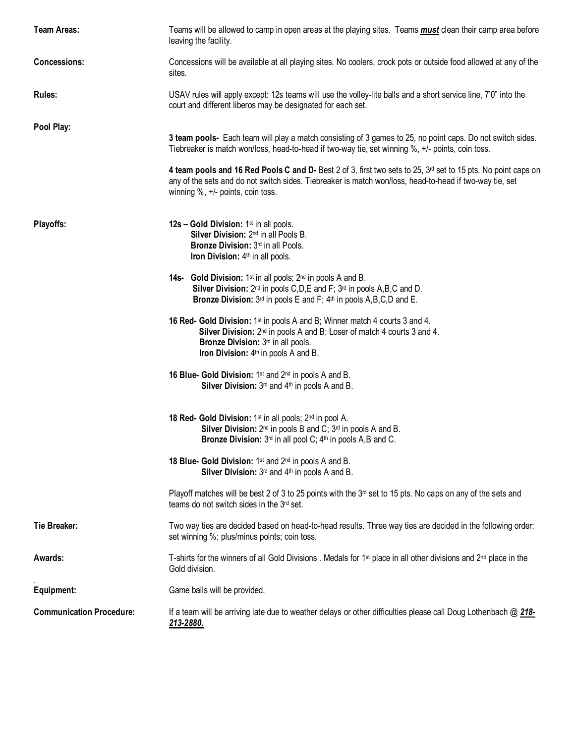**Team Areas:** Teams will be allowed to camp in open areas at the playing sites. Teams ***must*** clean their camp area before leaving the facility.

**Concessions:** Concessions will be available at all playing sites. No coolers, crock pots or outside food allowed at any of the sites.

**Rules:** USAV rules will apply except: 12s teams will use the volley-lite balls and a short service line, 7'0" into the court and different liberos may be designated for each set.

**Pool Play:**

**3 team pools-** Each team will play a match consisting of 3 games to 25, no point caps. Do not switch sides. Tiebreaker is match won/loss, head-to-head if two-way tie, set winning %, +/- points, coin toss.

**4 team pools and 16 Red Pools C and D-** Best 2 of 3, first two sets to 25, 3rd set to 15 pts. No point caps on any of the sets and do not switch sides. Tiebreaker is match won/loss, head-to-head if two-way tie, set winning %, +/- points, coin toss.

**Playoffs:**

**12s – Gold Division:** 1st in all pools.
**Silver Division:** 2nd in all Pools B.
**Bronze Division:** 3rd in all Pools.
**Iron Division:** 4th in all pools.

**14s- Gold Division:** 1st in all pools; 2nd in pools A and B.
**Silver Division:** 2nd in pools C,D,E and F; 3rd in pools A,B,C and D.
**Bronze Division:** 3rd in pools E and F; 4th in pools A,B,C,D and E.

**16 Red- Gold Division:** 1st in pools A and B; Winner match 4 courts 3 and 4.
**Silver Division:** 2nd in pools A and B; Loser of match 4 courts 3 and 4.
**Bronze Division:** 3rd in all pools.
**Iron Division:** 4th in pools A and B.

**16 Blue- Gold Division:** 1st and 2nd in pools A and B.
**Silver Division:** 3rd and 4th in pools A and B.

**18 Red- Gold Division:** 1st in all pools; 2nd in pool A.
**Silver Division:** 2nd in pools B and C; 3rd in pools A and B.
**Bronze Division:** 3rd in all pool C; 4th in pools A,B and C.

**18 Blue- Gold Division:** 1st and 2nd in pools A and B.
**Silver Division:** 3rd and 4th in pools A and B.

Playoff matches will be best 2 of 3 to 25 points with the 3rd set to 15 pts. No caps on any of the sets and teams do not switch sides in the 3rd set.

**Tie Breaker:** Two way ties are decided based on head-to-head results. Three way ties are decided in the following order: set winning %; plus/minus points; coin toss.

**Awards:** T-shirts for the winners of all Gold Divisions . Medals for 1st place in all other divisions and 2nd place in the Gold division.

**Equipment:** Game balls will be provided.

**Communication Procedure:** If a team will be arriving late due to weather delays or other difficulties please call Doug Lothenbach @ ***218-213-2880.***